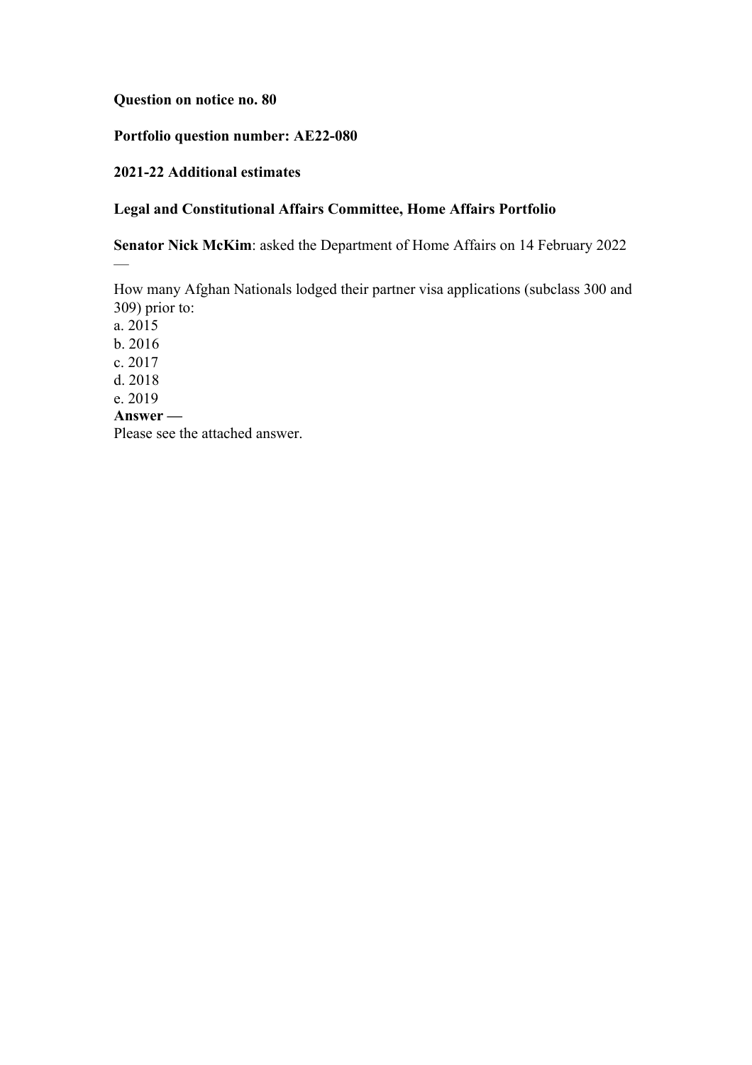**Question on notice no. 80**

**Portfolio question number: AE22-080**

**2021-22 Additional estimates**

**Legal and Constitutional Affairs Committee, Home Affairs Portfolio**

**Senator Nick McKim**: asked the Department of Home Affairs on 14 February 2022 —

How many Afghan Nationals lodged their partner visa applications (subclass 300 and 309) prior to:

a. 2015
b. 2016
c. 2017
d. 2018
e. 2019

**Answer —**

Please see the attached answer.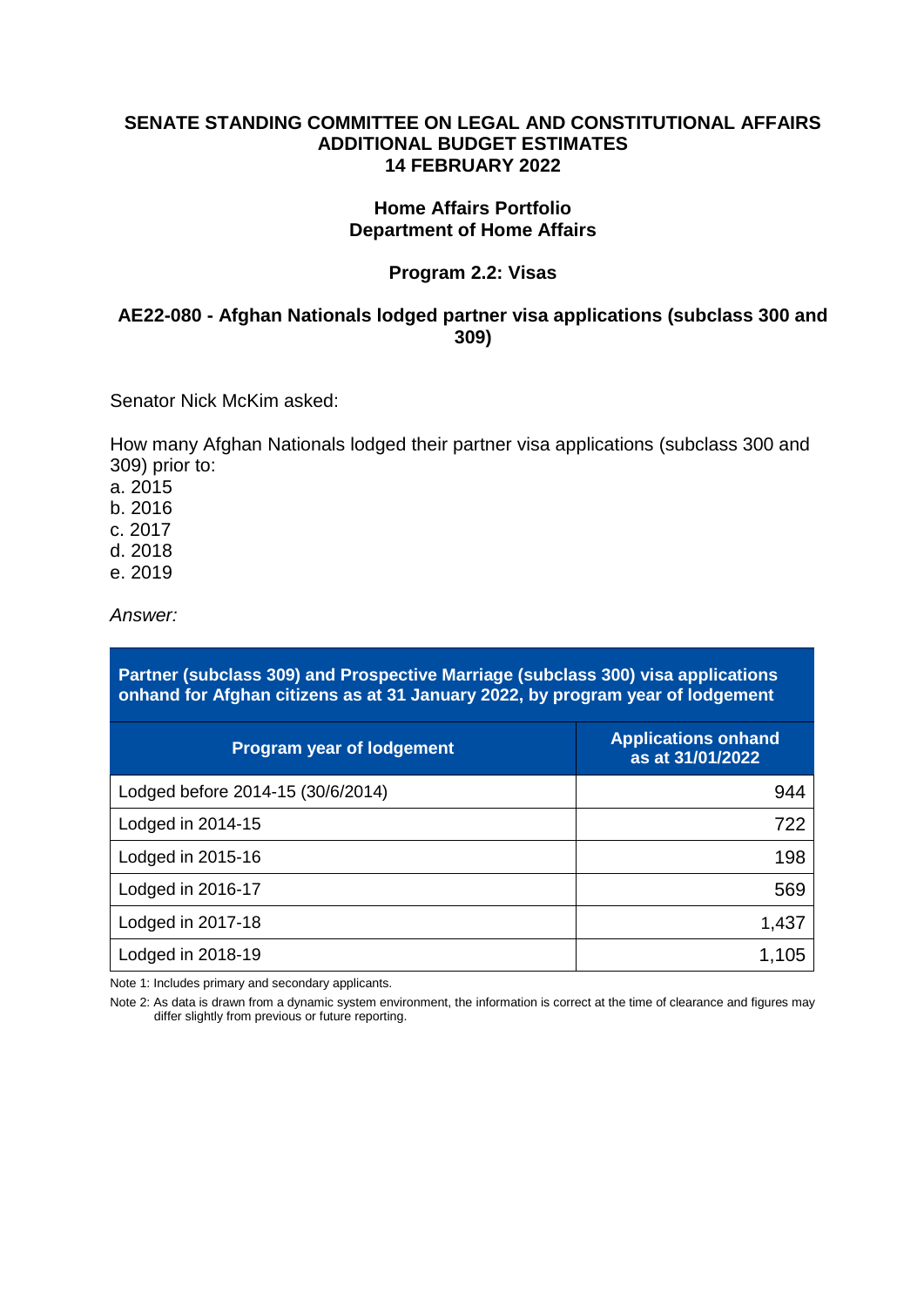**SENATE STANDING COMMITTEE ON LEGAL AND CONSTITUTIONAL AFFAIRS**
**ADDITIONAL BUDGET ESTIMATES**
**14 FEBRUARY 2022**

**Home Affairs Portfolio**
**Department of Home Affairs**

**Program 2.2: Visas**

## AE22-080 - Afghan Nationals lodged partner visa applications (subclass 300 and 309)

Senator Nick McKim asked:

How many Afghan Nationals lodged their partner visa applications (subclass 300 and 309) prior to:
a. 2015
b. 2016
c. 2017
d. 2018
e. 2019

*Answer:*

**Partner (subclass 309) and Prospective Marriage (subclass 300) visa applications onhand for Afghan citizens as at 31 January 2022, by program year of lodgement**

| Program year of lodgement | Applications onhand as at 31/01/2022 |
|---|---|
| Lodged before 2014-15 (30/6/2014) | 944 |
| Lodged in 2014-15 | 722 |
| Lodged in 2015-16 | 198 |
| Lodged in 2016-17 | 569 |
| Lodged in 2017-18 | 1,437 |
| Lodged in 2018-19 | 1,105 |

Note 1: Includes primary and secondary applicants.

Note 2: As data is drawn from a dynamic system environment, the information is correct at the time of clearance and figures may differ slightly from previous or future reporting.